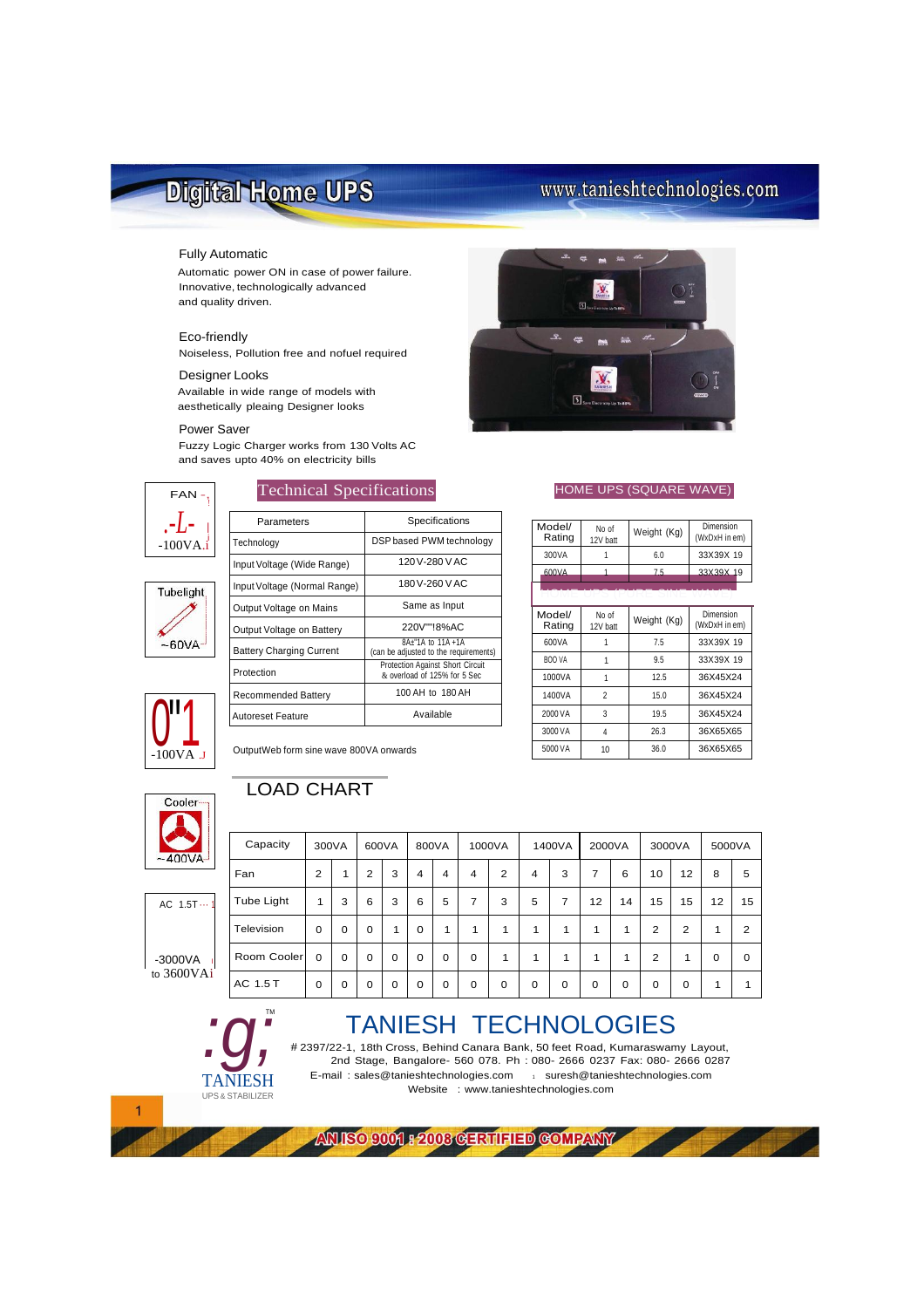# Digital Home UPS

www.tanieshtechnologies.com

**Fully Automatic**
Automatic power ON in case of power failure. Innovative, technologically advanced and quality driven.

**Eco-friendly**
Noiseless, Pollution free and nofuel required

**Designer Looks**
Available in wide range of models with aesthetically pleaing Designer looks

**Power Saver**
Fuzzy Logic Charger works from 130 Volts AC and saves upto 40% on electricity bills

FAN ~100VA

Tubelight ~60VA

~100VA

Cooler ~400VA

AC 1.5T ~3000VA to 3600VA

## Technical Specifications

| Parameters | Specifications |
|---|---|
| Technology | DSP based PWM technology |
| Input Voltage (Wide Range) | 120V-280 V AC |
| Input Voltage (Normal Range) | 180V-260 V AC |
| Output Voltage on Mains | Same as Input |
| Output Voltage on Battery | 220V !8%AC |
| Battery Charging Current | 8A±'1A to 11A +1A (can be adjusted to the requirements) |
| Protection | Protection Against Short Circuit & overload of 125% for 5 Sec |
| Recommended Battery | 100 AH to 180 AH |
| Autoreset Feature | Available |

OutputWeb form sine wave 800VA onwards

## HOME UPS (SQUARE WAVE)

| Model/ Rating | No of 12V batt | Weight (Kg) | Dimension (WxDxH in em) |
|---|---|---|---|
| 600VA | 1 | 6.0 | 33X39X 19 |
| 600VA | 1 | 7.5 | 33X39X 19 |

## HOME UPS (PURE SINE WAVE)

| Model/ Rating | No of 12V batt | Weight (Kg) | Dimension (WxDxH in em) |
|---|---|---|---|
| 600VA | 1 | 7.5 | 33X39X 19 |
| 800 VA | 1 | 9.5 | 33X39X 19 |
| 1000VA | 1 | 12.5 | 36X45X24 |
| 1400VA | 2 | 15.0 | 36X45X24 |
| 2000 VA | 3 | 19.5 | 36X45X24 |
| 3000 VA | 4 | 26.3 | 36X65X65 |
| 5000 VA | 10 | 36.0 | 36X65X65 |

## LOAD CHART

| Capacity | 300VA | | 600VA | | 800VA | | 1000VA | | 1400VA | | 2000VA | | 3000VA | | 5000VA | |
|---|---|---|---|---|---|---|---|---|---|---|---|---|---|---|---|---|
| Fan | 2 | 1 | 2 | 3 | 4 | 4 | 4 | 2 | 4 | 3 | 7 | 6 | 10 | 12 | 8 | 5 |
| Tube Light | 1 | 3 | 6 | 3 | 6 | 5 | 7 | 3 | 5 | 7 | 12 | 14 | 15 | 15 | 12 | 15 |
| Television | 0 | 0 | 0 | 1 | 0 | 1 | 1 | 1 | 1 | 1 | 1 | 1 | 2 | 2 | 1 | 2 |
| Room Cooler | 0 | 0 | 0 | 0 | 0 | 0 | 0 | 1 | 1 | 1 | 1 | 1 | 2 | 1 | 0 | 0 |
| AC 1.5 T | 0 | 0 | 0 | 0 | 0 | 0 | 0 | 0 | 0 | 0 | 0 | 0 | 0 | 0 | 1 | 1 |

TANIESH
UPS & STABILIZER

# TANIESH TECHNOLOGIES

# 2397/22-1, 18th Cross, Behind Canara Bank, 50 feet Road, Kumaraswamy Layout, 2nd Stage, Bangalore- 560 078. Ph : 080- 2666 0237 Fax: 080- 2666 0287
E-mail : sales@tanieshtechnologies.com ; suresh@tanieshtechnologies.com
Website : www.tanieshtechnologies.com

AN ISO 9001 : 2008 CERTIFIED COMPANY